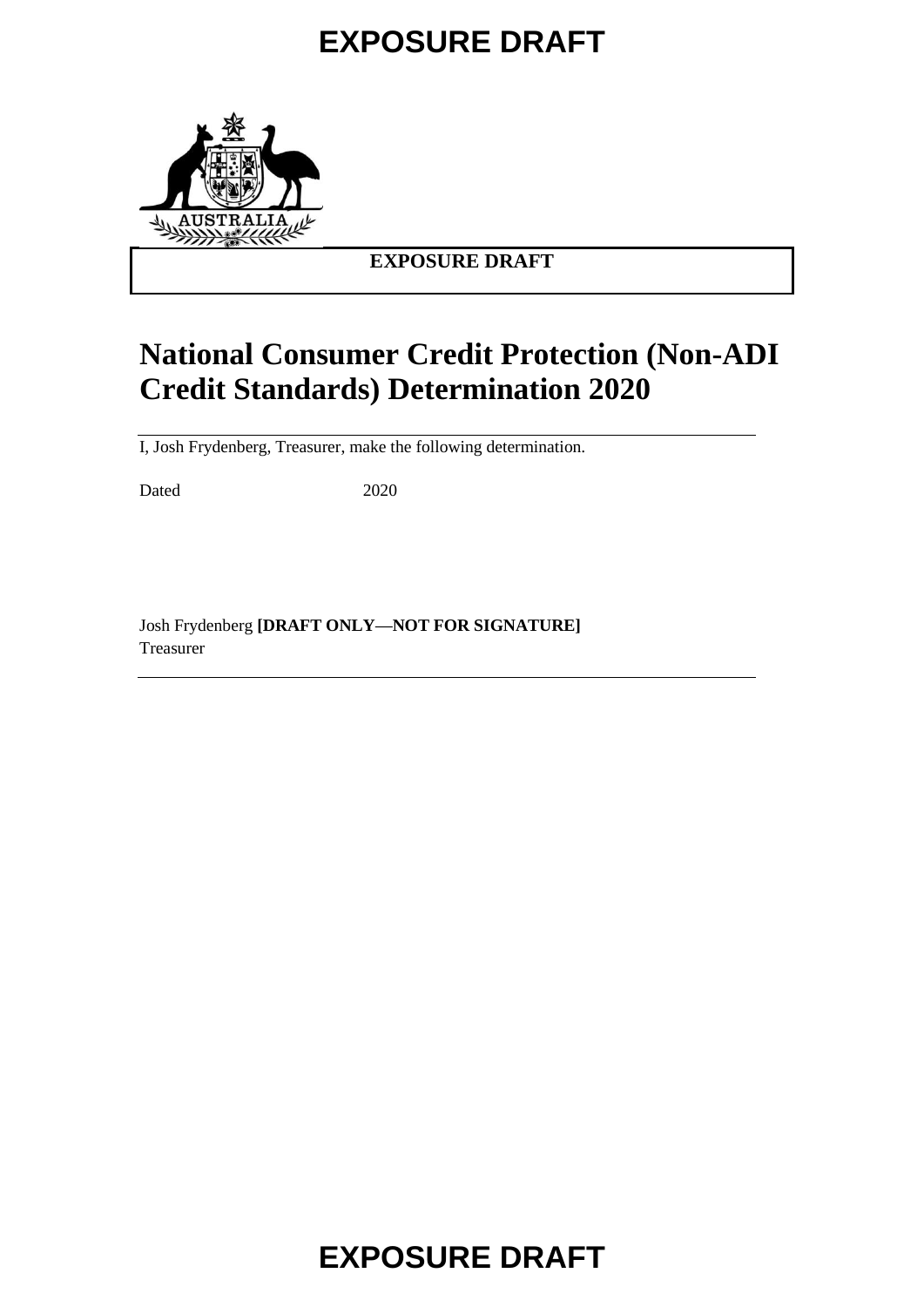EXPOSURE DRAFT

**EXPOSURE DRAFT**

# National Consumer Credit Protection (Non-ADI Credit Standards) Determination 2020

I, Josh Frydenberg, Treasurer, make the following determination.

Dated 2020

Josh Frydenberg **[DRAFT ONLY—NOT FOR SIGNATURE]**
Treasurer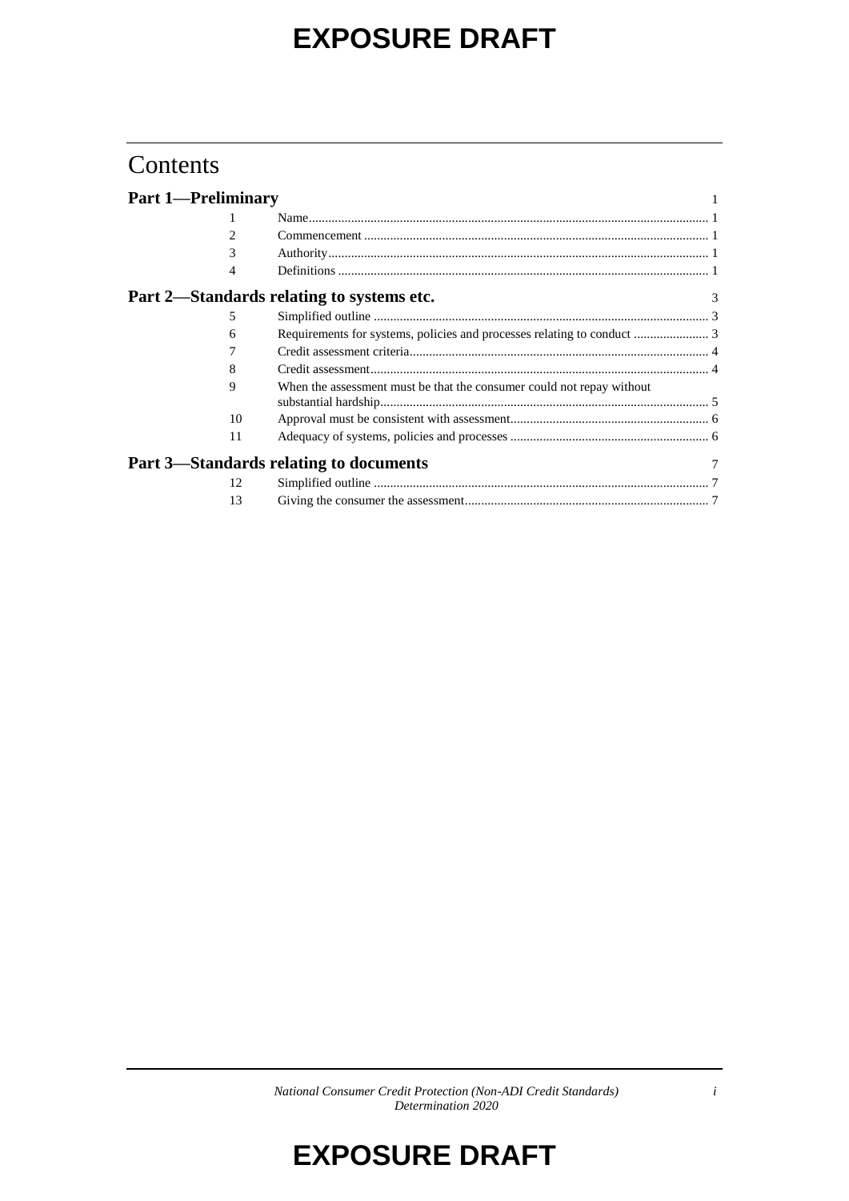# Contents

**Part 1—Preliminary** 1

| | | |
|---|---|---|
| 1 | Name | 1 |
| 2 | Commencement | 1 |
| 3 | Authority | 1 |
| 4 | Definitions | 1 |

**Part 2—Standards relating to systems etc.** 3

| | | |
|---|---|---|
| 5 | Simplified outline | 3 |
| 6 | Requirements for systems, policies and processes relating to conduct | 3 |
| 7 | Credit assessment criteria | 4 |
| 8 | Credit assessment | 4 |
| 9 | When the assessment must be that the consumer could not repay without substantial hardship | 5 |
| 10 | Approval must be consistent with assessment | 6 |
| 11 | Adequacy of systems, policies and processes | 6 |

**Part 3—Standards relating to documents** 7

| | | |
|---|---|---|
| 12 | Simplified outline | 7 |
| 13 | Giving the consumer the assessment | 7 |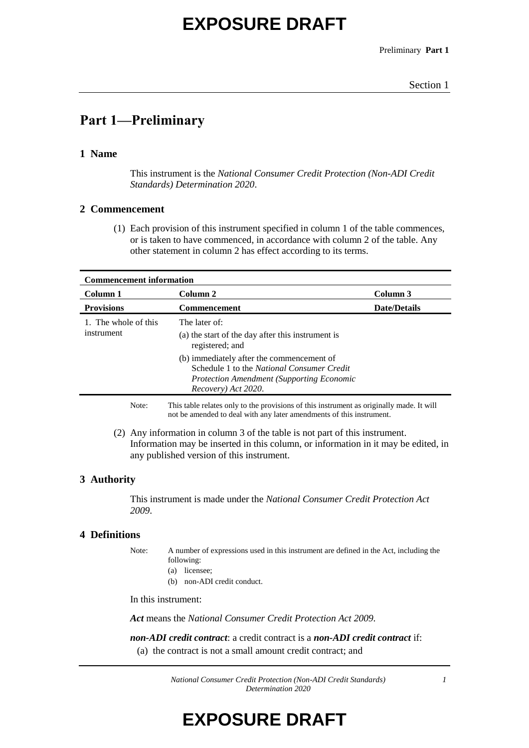# Part 1—Preliminary

## 1 Name

This instrument is the *National Consumer Credit Protection (Non-ADI Credit Standards) Determination 2020*.

## 2 Commencement

(1) Each provision of this instrument specified in column 1 of the table commences, or is taken to have commenced, in accordance with column 2 of the table. Any other statement in column 2 has effect according to its terms.

| **Commencement information** | | |
|---|---|---|
| **Column 1** | **Column 2** | **Column 3** |
| **Provisions** | **Commencement** | **Date/Details** |
| 1. The whole of this instrument | The later of: (a) the start of the day after this instrument is registered; and (b) immediately after the commencement of Schedule 1 to the *National Consumer Credit Protection Amendment (Supporting Economic Recovery) Act 2020*. | |

Note: This table relates only to the provisions of this instrument as originally made. It will not be amended to deal with any later amendments of this instrument.

(2) Any information in column 3 of the table is not part of this instrument. Information may be inserted in this column, or information in it may be edited, in any published version of this instrument.

## 3 Authority

This instrument is made under the *National Consumer Credit Protection Act 2009*.

## 4 Definitions

Note: A number of expressions used in this instrument are defined in the Act, including the following:
- (a) licensee;
- (b) non-ADI credit conduct.

In this instrument:

***Act*** means the *National Consumer Credit Protection Act 2009*.

***non-ADI credit contract***: a credit contract is a ***non-ADI credit contract*** if:

(a) the contract is not a small amount credit contract; and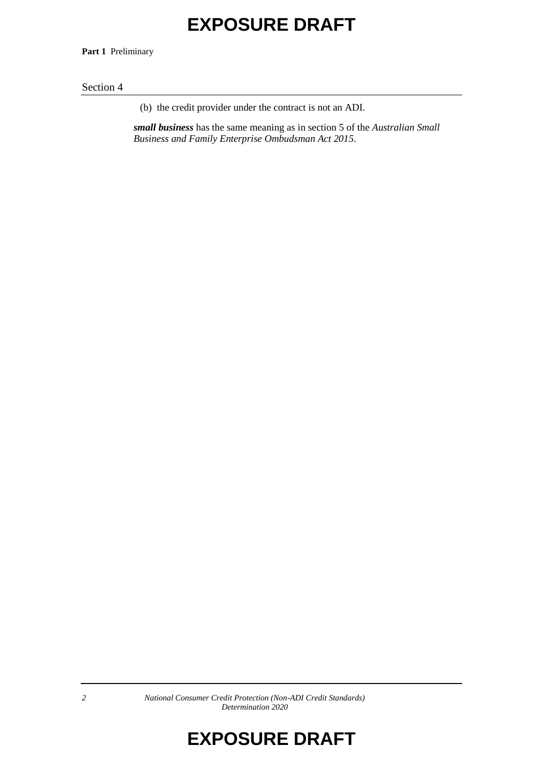(b) the credit provider under the contract is not an ADI.

***small business*** has the same meaning as in section 5 of the *Australian Small Business and Family Enterprise Ombudsman Act 2015*.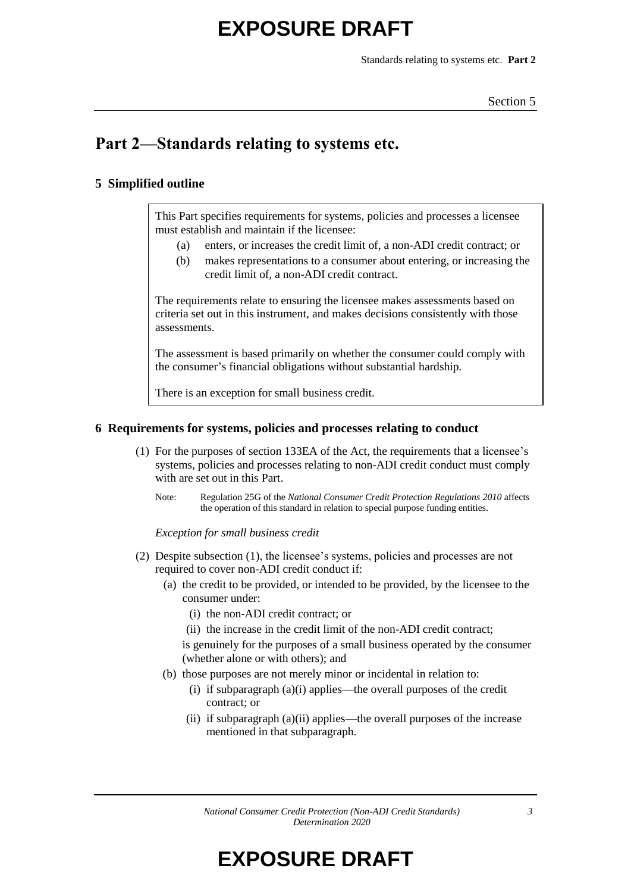## Part 2—Standards relating to systems etc.

### 5 Simplified outline

This Part specifies requirements for systems, policies and processes a licensee must establish and maintain if the licensee:

(a) enters, or increases the credit limit of, a non-ADI credit contract; or

(b) makes representations to a consumer about entering, or increasing the credit limit of, a non-ADI credit contract.

The requirements relate to ensuring the licensee makes assessments based on criteria set out in this instrument, and makes decisions consistently with those assessments.

The assessment is based primarily on whether the consumer could comply with the consumer's financial obligations without substantial hardship.

There is an exception for small business credit.

### 6 Requirements for systems, policies and processes relating to conduct

(1) For the purposes of section 133EA of the Act, the requirements that a licensee's systems, policies and processes relating to non-ADI credit conduct must comply with are set out in this Part.

Note: Regulation 25G of the *National Consumer Credit Protection Regulations 2010* affects the operation of this standard in relation to special purpose funding entities.

*Exception for small business credit*

(2) Despite subsection (1), the licensee's systems, policies and processes are not required to cover non-ADI credit conduct if:

(a) the credit to be provided, or intended to be provided, by the licensee to the consumer under:

(i) the non-ADI credit contract; or

(ii) the increase in the credit limit of the non-ADI credit contract;

is genuinely for the purposes of a small business operated by the consumer (whether alone or with others); and

(b) those purposes are not merely minor or incidental in relation to:

(i) if subparagraph (a)(i) applies—the overall purposes of the credit contract; or

(ii) if subparagraph (a)(ii) applies—the overall purposes of the increase mentioned in that subparagraph.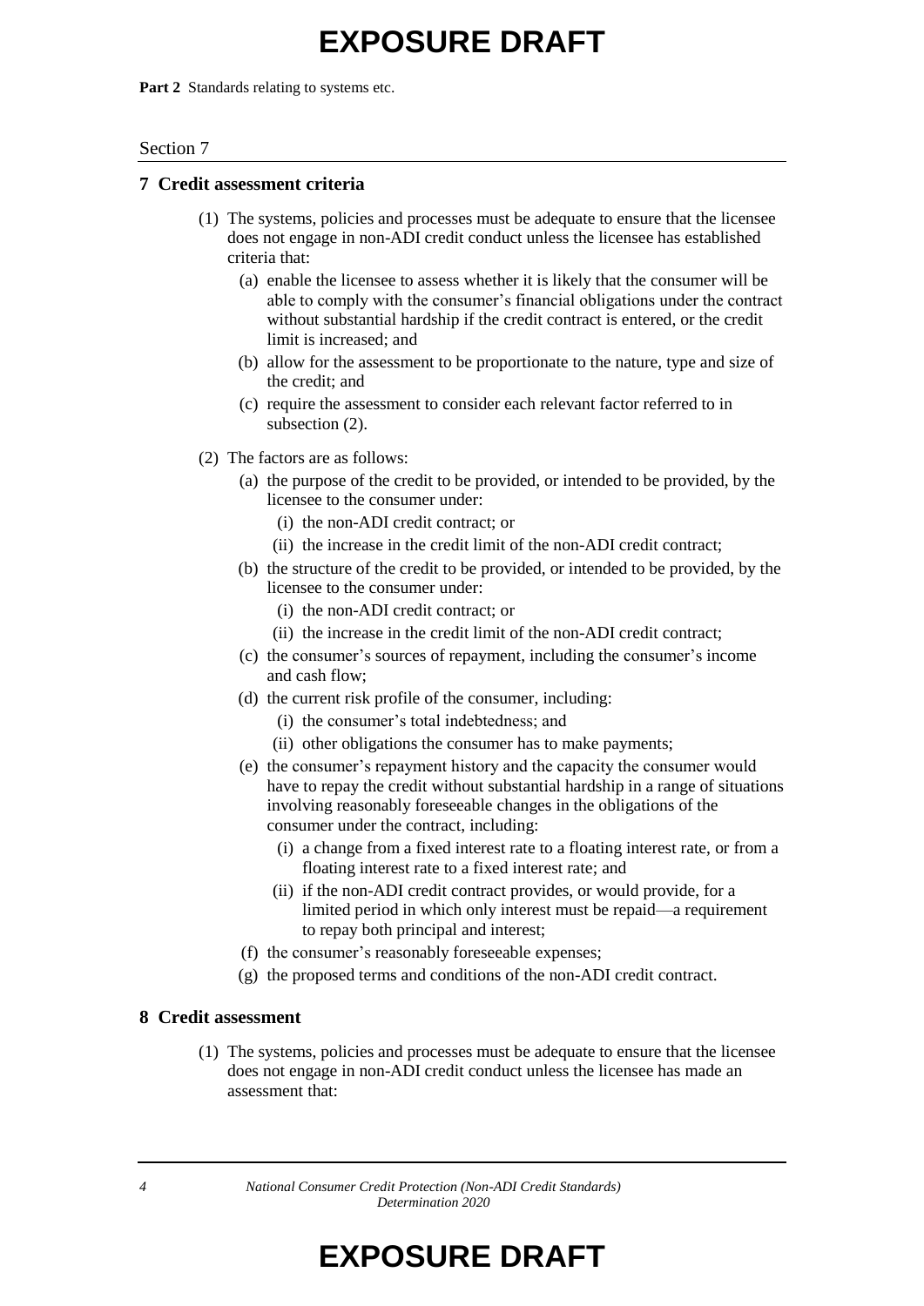## 7 Credit assessment criteria

(1) The systems, policies and processes must be adequate to ensure that the licensee does not engage in non-ADI credit conduct unless the licensee has established criteria that:

  (a) enable the licensee to assess whether it is likely that the consumer will be able to comply with the consumer's financial obligations under the contract without substantial hardship if the credit contract is entered, or the credit limit is increased; and

  (b) allow for the assessment to be proportionate to the nature, type and size of the credit; and

  (c) require the assessment to consider each relevant factor referred to in subsection (2).

(2) The factors are as follows:

  (a) the purpose of the credit to be provided, or intended to be provided, by the licensee to the consumer under:

    (i) the non-ADI credit contract; or

    (ii) the increase in the credit limit of the non-ADI credit contract;

  (b) the structure of the credit to be provided, or intended to be provided, by the licensee to the consumer under:

    (i) the non-ADI credit contract; or

    (ii) the increase in the credit limit of the non-ADI credit contract;

  (c) the consumer's sources of repayment, including the consumer's income and cash flow;

  (d) the current risk profile of the consumer, including:

    (i) the consumer's total indebtedness; and

    (ii) other obligations the consumer has to make payments;

  (e) the consumer's repayment history and the capacity the consumer would have to repay the credit without substantial hardship in a range of situations involving reasonably foreseeable changes in the obligations of the consumer under the contract, including:

    (i) a change from a fixed interest rate to a floating interest rate, or from a floating interest rate to a fixed interest rate; and

    (ii) if the non-ADI credit contract provides, or would provide, for a limited period in which only interest must be repaid—a requirement to repay both principal and interest;

  (f) the consumer's reasonably foreseeable expenses;

  (g) the proposed terms and conditions of the non-ADI credit contract.

## 8 Credit assessment

(1) The systems, policies and processes must be adequate to ensure that the licensee does not engage in non-ADI credit conduct unless the licensee has made an assessment that: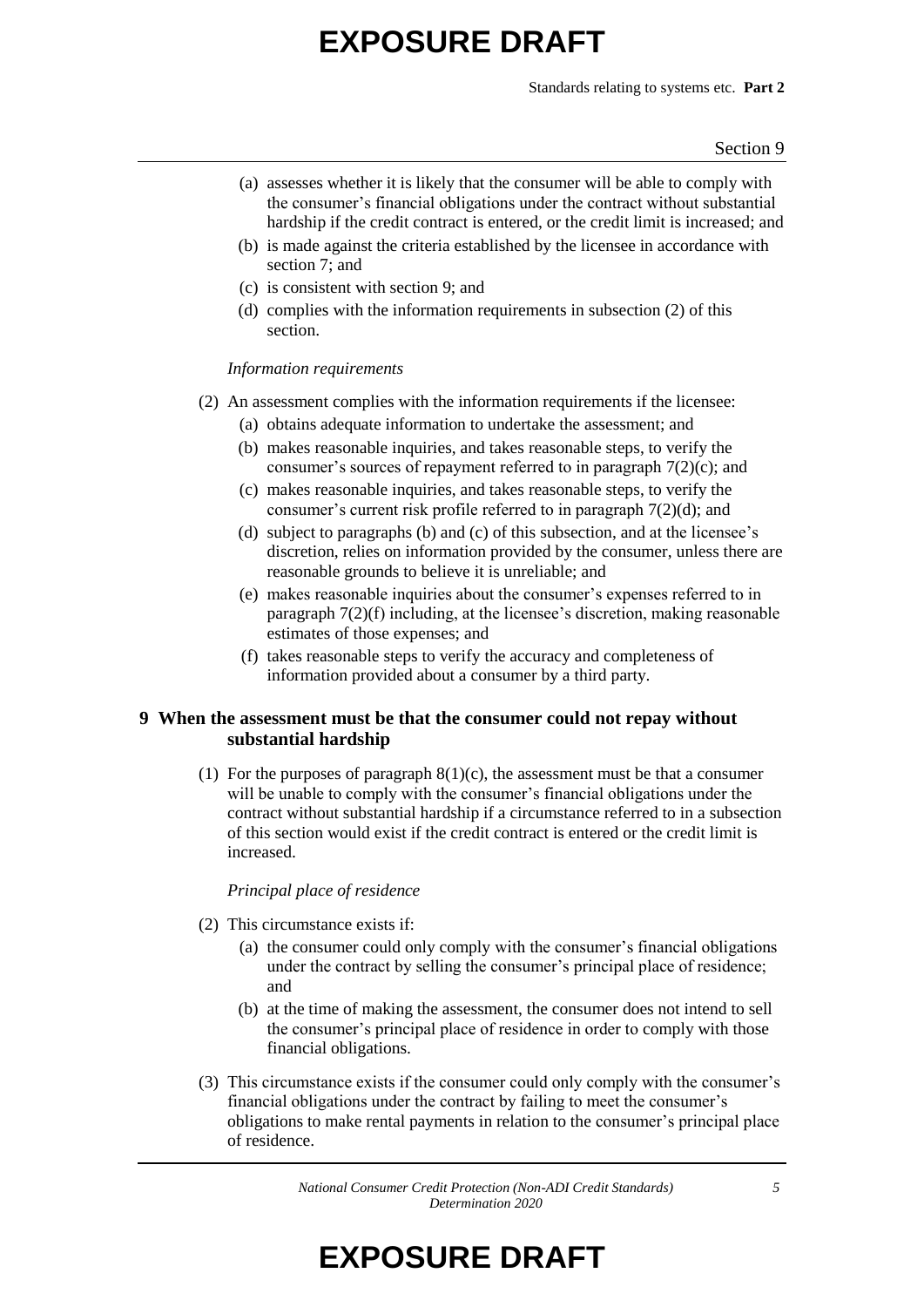(a) assesses whether it is likely that the consumer will be able to comply with the consumer's financial obligations under the contract without substantial hardship if the credit contract is entered, or the credit limit is increased; and

(b) is made against the criteria established by the licensee in accordance with section 7; and

(c) is consistent with section 9; and

(d) complies with the information requirements in subsection (2) of this section.

*Information requirements*

(2) An assessment complies with the information requirements if the licensee:

(a) obtains adequate information to undertake the assessment; and

(b) makes reasonable inquiries, and takes reasonable steps, to verify the consumer's sources of repayment referred to in paragraph 7(2)(c); and

(c) makes reasonable inquiries, and takes reasonable steps, to verify the consumer's current risk profile referred to in paragraph 7(2)(d); and

(d) subject to paragraphs (b) and (c) of this subsection, and at the licensee's discretion, relies on information provided by the consumer, unless there are reasonable grounds to believe it is unreliable; and

(e) makes reasonable inquiries about the consumer's expenses referred to in paragraph 7(2)(f) including, at the licensee's discretion, making reasonable estimates of those expenses; and

(f) takes reasonable steps to verify the accuracy and completeness of information provided about a consumer by a third party.

## 9 When the assessment must be that the consumer could not repay without substantial hardship

(1) For the purposes of paragraph 8(1)(c), the assessment must be that a consumer will be unable to comply with the consumer's financial obligations under the contract without substantial hardship if a circumstance referred to in a subsection of this section would exist if the credit contract is entered or the credit limit is increased.

*Principal place of residence*

(2) This circumstance exists if:

(a) the consumer could only comply with the consumer's financial obligations under the contract by selling the consumer's principal place of residence; and

(b) at the time of making the assessment, the consumer does not intend to sell the consumer's principal place of residence in order to comply with those financial obligations.

(3) This circumstance exists if the consumer could only comply with the consumer's financial obligations under the contract by failing to meet the consumer's obligations to make rental payments in relation to the consumer's principal place of residence.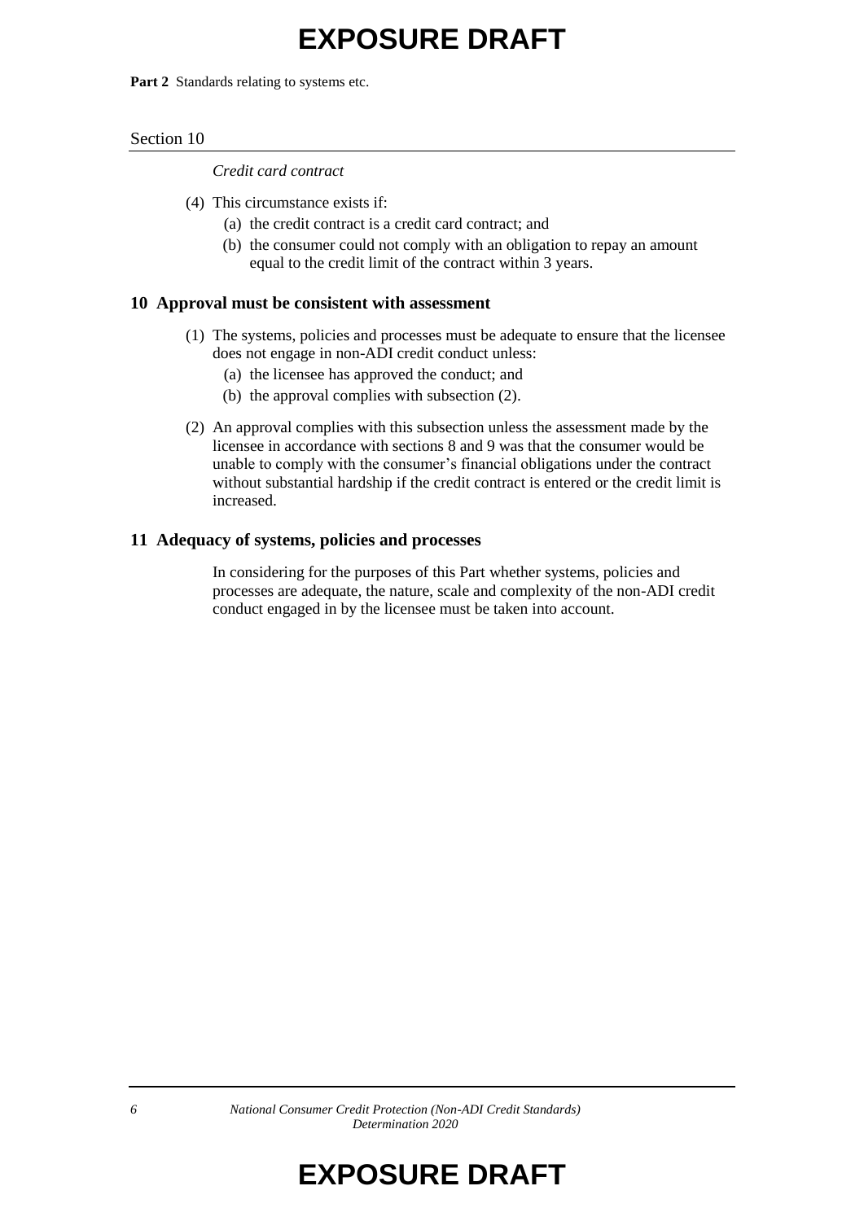*Credit card contract*

(4) This circumstance exists if:

(a) the credit contract is a credit card contract; and

(b) the consumer could not comply with an obligation to repay an amount equal to the credit limit of the contract within 3 years.

### 10 Approval must be consistent with assessment

(1) The systems, policies and processes must be adequate to ensure that the licensee does not engage in non-ADI credit conduct unless:

(a) the licensee has approved the conduct; and

(b) the approval complies with subsection (2).

(2) An approval complies with this subsection unless the assessment made by the licensee in accordance with sections 8 and 9 was that the consumer would be unable to comply with the consumer's financial obligations under the contract without substantial hardship if the credit contract is entered or the credit limit is increased.

### 11 Adequacy of systems, policies and processes

In considering for the purposes of this Part whether systems, policies and processes are adequate, the nature, scale and complexity of the non-ADI credit conduct engaged in by the licensee must be taken into account.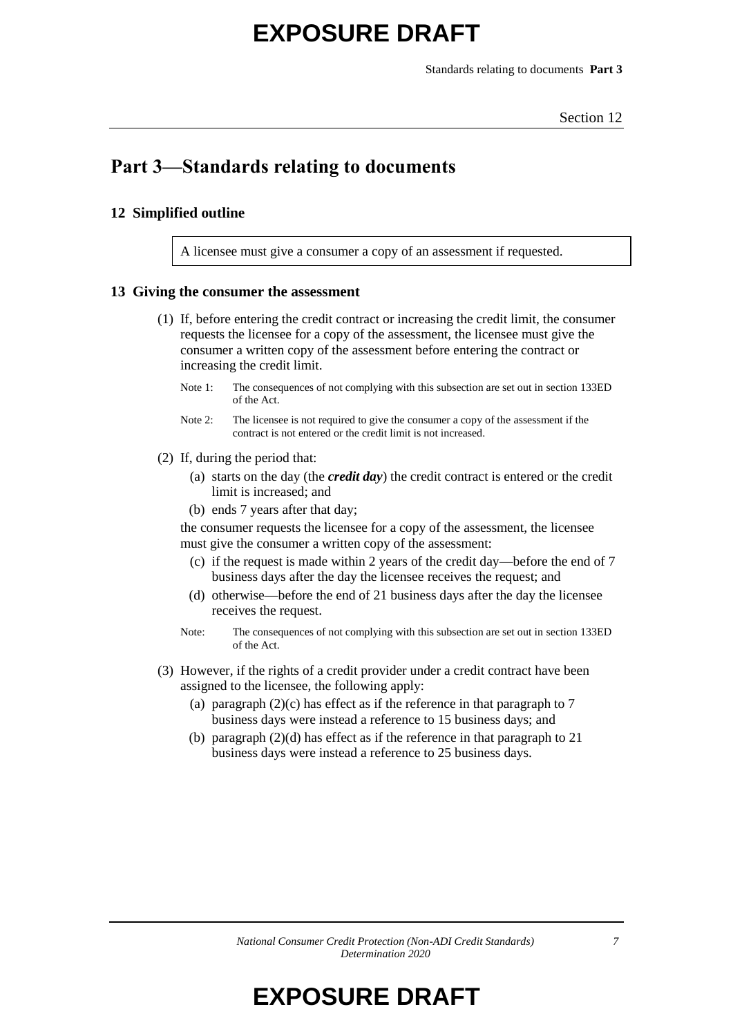# Part 3—Standards relating to documents

## 12 Simplified outline

A licensee must give a consumer a copy of an assessment if requested.

## 13 Giving the consumer the assessment

(1) If, before entering the credit contract or increasing the credit limit, the consumer requests the licensee for a copy of the assessment, the licensee must give the consumer a written copy of the assessment before entering the contract or increasing the credit limit.

Note 1: The consequences of not complying with this subsection are set out in section 133ED of the Act.

Note 2: The licensee is not required to give the consumer a copy of the assessment if the contract is not entered or the credit limit is not increased.

(2) If, during the period that:

(a) starts on the day (the ***credit day***) the credit contract is entered or the credit limit is increased; and

(b) ends 7 years after that day;

the consumer requests the licensee for a copy of the assessment, the licensee must give the consumer a written copy of the assessment:

(c) if the request is made within 2 years of the credit day—before the end of 7 business days after the day the licensee receives the request; and

(d) otherwise—before the end of 21 business days after the day the licensee receives the request.

Note: The consequences of not complying with this subsection are set out in section 133ED of the Act.

(3) However, if the rights of a credit provider under a credit contract have been assigned to the licensee, the following apply:

(a) paragraph (2)(c) has effect as if the reference in that paragraph to 7 business days were instead a reference to 15 business days; and

(b) paragraph (2)(d) has effect as if the reference in that paragraph to 21 business days were instead a reference to 25 business days.